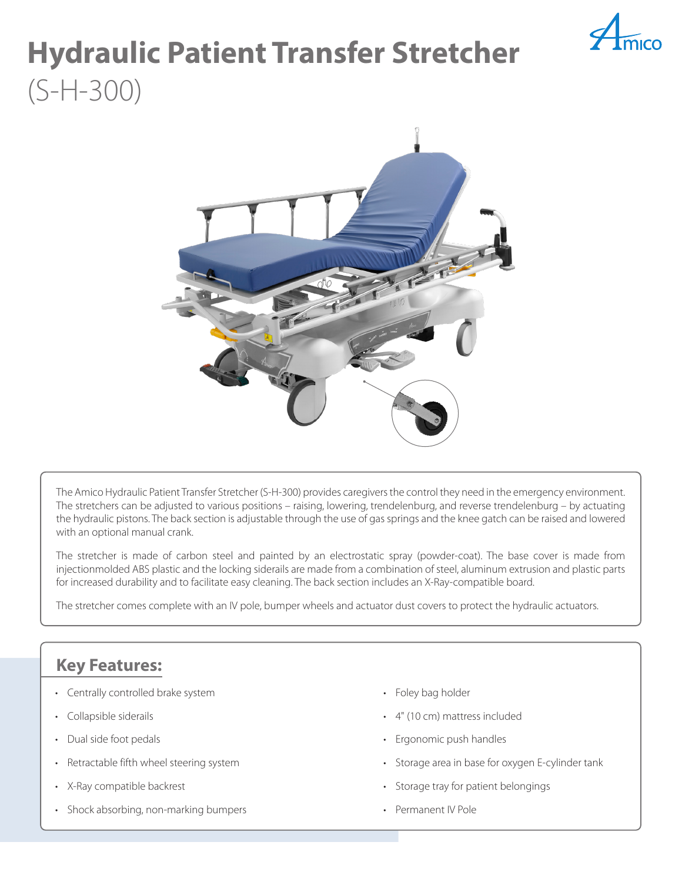# Hydraulic Patient Transfer Stretcher

(S-H-300)

The Amico Hydraulic Patient Transfer Stretcher (S-H-300) provides caregivers the control they need in the emergency environment. The stretchers can be adjusted to various positions – raising, lowering, trendelenburg, and reverse trendelenburg – by actuating the hydraulic pistons. The back section is adjustable through the use of gas springs and the knee gatch can be raised and lowered with an optional manual crank.

The stretcher is made of carbon steel and painted by an electrostatic spray (powder-coat). The base cover is made from injectionmolded ABS plastic and the locking siderails are made from a combination of steel, aluminum extrusion and plastic parts for increased durability and to facilitate easy cleaning. The back section includes an X-Ray-compatible board.

The stretcher comes complete with an IV pole, bumper wheels and actuator dust covers to protect the hydraulic actuators.

## Key Features:

- Centrally controlled brake system
- Collapsible siderails
- Dual side foot pedals
- Retractable fifth wheel steering system
- X-Ray compatible backrest
- Shock absorbing, non-marking bumpers
- Foley bag holder
- 4" (10 cm) mattress included
- Ergonomic push handles
- Storage area in base for oxygen E-cylinder tank
- Storage tray for patient belongings
- Permanent IV Pole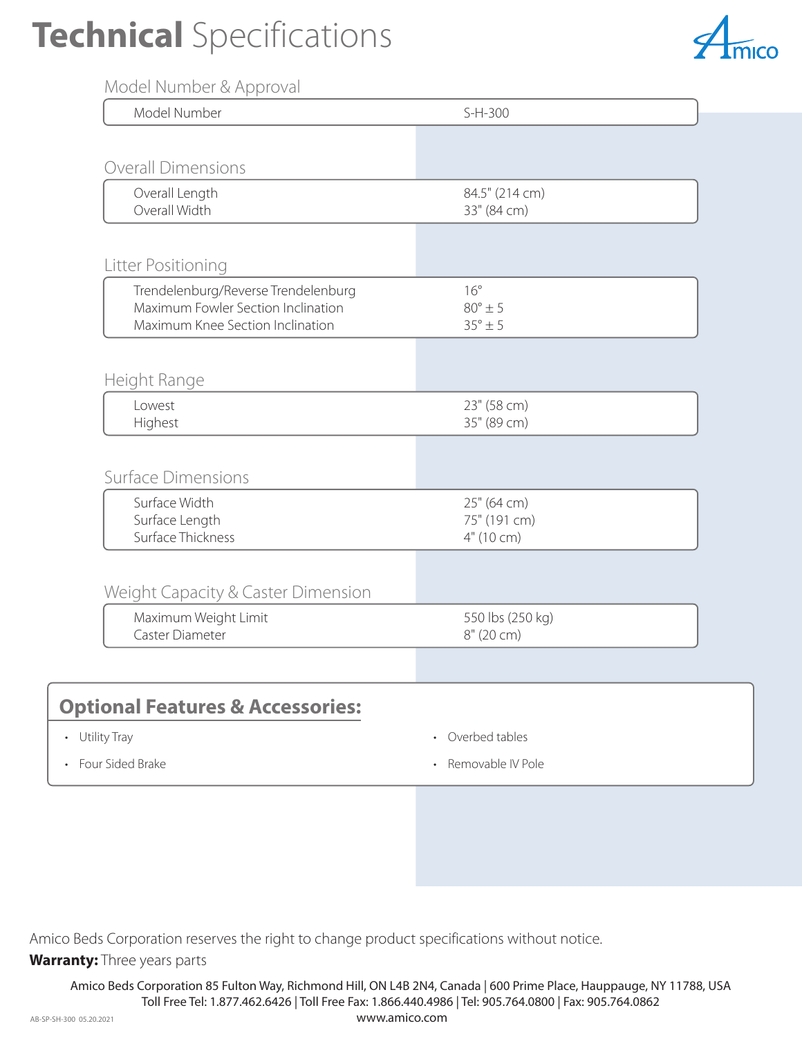# **Technical** Specifications

Amico

## Model Number & Approval

| | |
|---|---|
| Model Number | S-H-300 |

## Overall Dimensions

| | |
|---|---|
| Overall Length | 84.5" (214 cm) |
| Overall Width | 33" (84 cm) |

## Litter Positioning

| | |
|---|---|
| Trendelenburg/Reverse Trendelenburg | 16° |
| Maximum Fowler Section Inclination | 80° ± 5 |
| Maximum Knee Section Inclination | 35° ± 5 |

## Height Range

| | |
|---|---|
| Lowest | 23" (58 cm) |
| Highest | 35" (89 cm) |

## Surface Dimensions

| | |
|---|---|
| Surface Width | 25" (64 cm) |
| Surface Length | 75" (191 cm) |
| Surface Thickness | 4" (10 cm) |

## Weight Capacity & Caster Dimension

| | |
|---|---|
| Maximum Weight Limit | 550 lbs (250 kg) |
| Caster Diameter | 8" (20 cm) |

## Optional Features & Accessories:

- Utility Tray
- Four Sided Brake
- Overbed tables
- Removable IV Pole

Amico Beds Corporation reserves the right to change product specifications without notice.

**Warranty:** Three years parts

Amico Beds Corporation 85 Fulton Way, Richmond Hill, ON L4B 2N4, Canada | 600 Prime Place, Hauppauge, NY 11788, USA
Toll Free Tel: 1.877.462.6426 | Toll Free Fax: 1.866.440.4986 | Tel: 905.764.0800 | Fax: 905.764.0862
www.amico.com

AB-SP-SH-300 05.20.2021